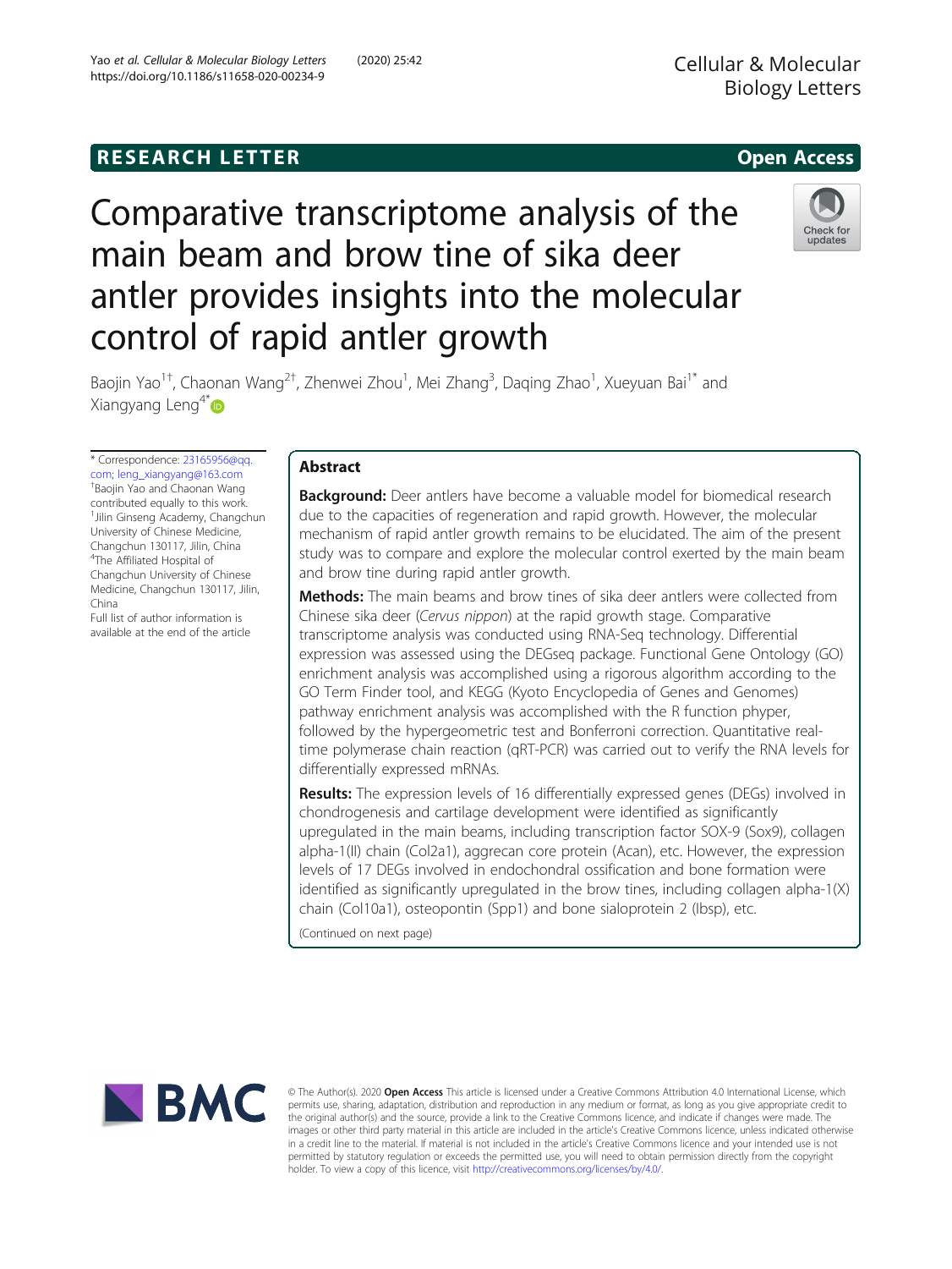RESEARCH LETTER

Open Access

# Comparative transcriptome analysis of the main beam and brow tine of sika deer antler provides insights into the molecular control of rapid antler growth

Baojin Yao[1†], Chaonan Wang[2†], Zhenwei Zhou[1], Mei Zhang[3], Daqing Zhao[1], Xueyuan Bai[1*] and Xiangyang Leng[4*]

\* Correspondence: 23165956@qq.com; leng_xiangyang@163.com

†Baojin Yao and Chaonan Wang contributed equally to this work.

[1]Jilin Ginseng Academy, Changchun University of Chinese Medicine, Changchun 130117, Jilin, China

[4]The Affiliated Hospital of Changchun University of Chinese Medicine, Changchun 130117, Jilin, China

Full list of author information is available at the end of the article

## Abstract

**Background:** Deer antlers have become a valuable model for biomedical research due to the capacities of regeneration and rapid growth. However, the molecular mechanism of rapid antler growth remains to be elucidated. The aim of the present study was to compare and explore the molecular control exerted by the main beam and brow tine of sika deer antler during rapid antler growth.

**Methods:** The main beams and brow tines of sika deer antlers were collected from Chinese sika deer (*Cervus nippon*) at the rapid growth stage. Comparative transcriptome analysis was conducted using RNA-Seq technology. Differential expression was assessed using the DEGseq package. Functional Gene Ontology (GO) enrichment analysis was accomplished using a rigorous algorithm according to the GO Term Finder tool, and KEGG (Kyoto Encyclopedia of Genes and Genomes) pathway enrichment analysis was accomplished with the R function phyper, followed by the hypergeometric test and Bonferroni correction. Quantitative real-time polymerase chain reaction (qRT-PCR) was carried out to verify the RNA levels for differentially expressed mRNAs.

**Results:** The expression levels of 16 differentially expressed genes (DEGs) involved in chondrogenesis and cartilage development were identified as significantly upregulated in the main beams, including transcription factor SOX-9 (Sox9), collagen alpha-1(II) chain (Col2a1), aggrecan core protein (Acan), etc. However, the expression levels of 17 DEGs involved in endochondral ossification and bone formation were identified as significantly upregulated in the brow tines, including collagen alpha-1(X) chain (Col10a1), osteopontin (Spp1) and bone sialoprotein 2 (Ibsp), etc.

(Continued on next page)

© The Author(s). 2020 **Open Access** This article is licensed under a Creative Commons Attribution 4.0 International License, which permits use, sharing, adaptation, distribution and reproduction in any medium or format, as long as you give appropriate credit to the original author(s) and the source, provide a link to the Creative Commons licence, and indicate if changes were made. The images or other third party material in this article are included in the article's Creative Commons licence, unless indicated otherwise in a credit line to the material. If material is not included in the article's Creative Commons licence and your intended use is not permitted by statutory regulation or exceeds the permitted use, you will need to obtain permission directly from the copyright holder. To view a copy of this licence, visit http://creativecommons.org/licenses/by/4.0/.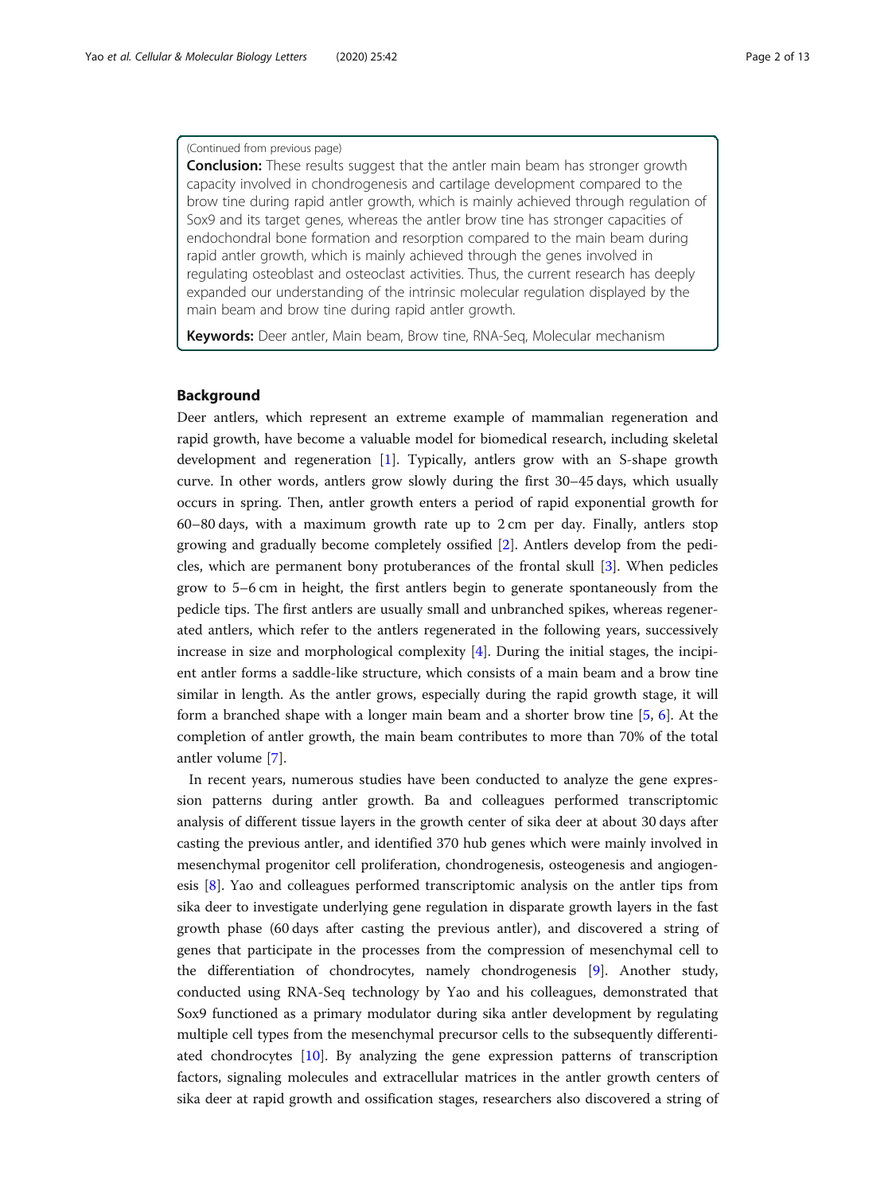(Continued from previous page)

**Conclusion:** These results suggest that the antler main beam has stronger growth capacity involved in chondrogenesis and cartilage development compared to the brow tine during rapid antler growth, which is mainly achieved through regulation of Sox9 and its target genes, whereas the antler brow tine has stronger capacities of endochondral bone formation and resorption compared to the main beam during rapid antler growth, which is mainly achieved through the genes involved in regulating osteoblast and osteoclast activities. Thus, the current research has deeply expanded our understanding of the intrinsic molecular regulation displayed by the main beam and brow tine during rapid antler growth.

**Keywords:** Deer antler, Main beam, Brow tine, RNA-Seq, Molecular mechanism

## Background

Deer antlers, which represent an extreme example of mammalian regeneration and rapid growth, have become a valuable model for biomedical research, including skeletal development and regeneration [1]. Typically, antlers grow with an S-shape growth curve. In other words, antlers grow slowly during the first 30–45 days, which usually occurs in spring. Then, antler growth enters a period of rapid exponential growth for 60–80 days, with a maximum growth rate up to 2 cm per day. Finally, antlers stop growing and gradually become completely ossified [2]. Antlers develop from the pedicles, which are permanent bony protuberances of the frontal skull [3]. When pedicles grow to 5–6 cm in height, the first antlers begin to generate spontaneously from the pedicle tips. The first antlers are usually small and unbranched spikes, whereas regenerated antlers, which refer to the antlers regenerated in the following years, successively increase in size and morphological complexity [4]. During the initial stages, the incipient antler forms a saddle-like structure, which consists of a main beam and a brow tine similar in length. As the antler grows, especially during the rapid growth stage, it will form a branched shape with a longer main beam and a shorter brow tine [5, 6]. At the completion of antler growth, the main beam contributes to more than 70% of the total antler volume [7].

In recent years, numerous studies have been conducted to analyze the gene expression patterns during antler growth. Ba and colleagues performed transcriptomic analysis of different tissue layers in the growth center of sika deer at about 30 days after casting the previous antler, and identified 370 hub genes which were mainly involved in mesenchymal progenitor cell proliferation, chondrogenesis, osteogenesis and angiogenesis [8]. Yao and colleagues performed transcriptomic analysis on the antler tips from sika deer to investigate underlying gene regulation in disparate growth layers in the fast growth phase (60 days after casting the previous antler), and discovered a string of genes that participate in the processes from the compression of mesenchymal cell to the differentiation of chondrocytes, namely chondrogenesis [9]. Another study, conducted using RNA-Seq technology by Yao and his colleagues, demonstrated that Sox9 functioned as a primary modulator during sika antler development by regulating multiple cell types from the mesenchymal precursor cells to the subsequently differentiated chondrocytes [10]. By analyzing the gene expression patterns of transcription factors, signaling molecules and extracellular matrices in the antler growth centers of sika deer at rapid growth and ossification stages, researchers also discovered a string of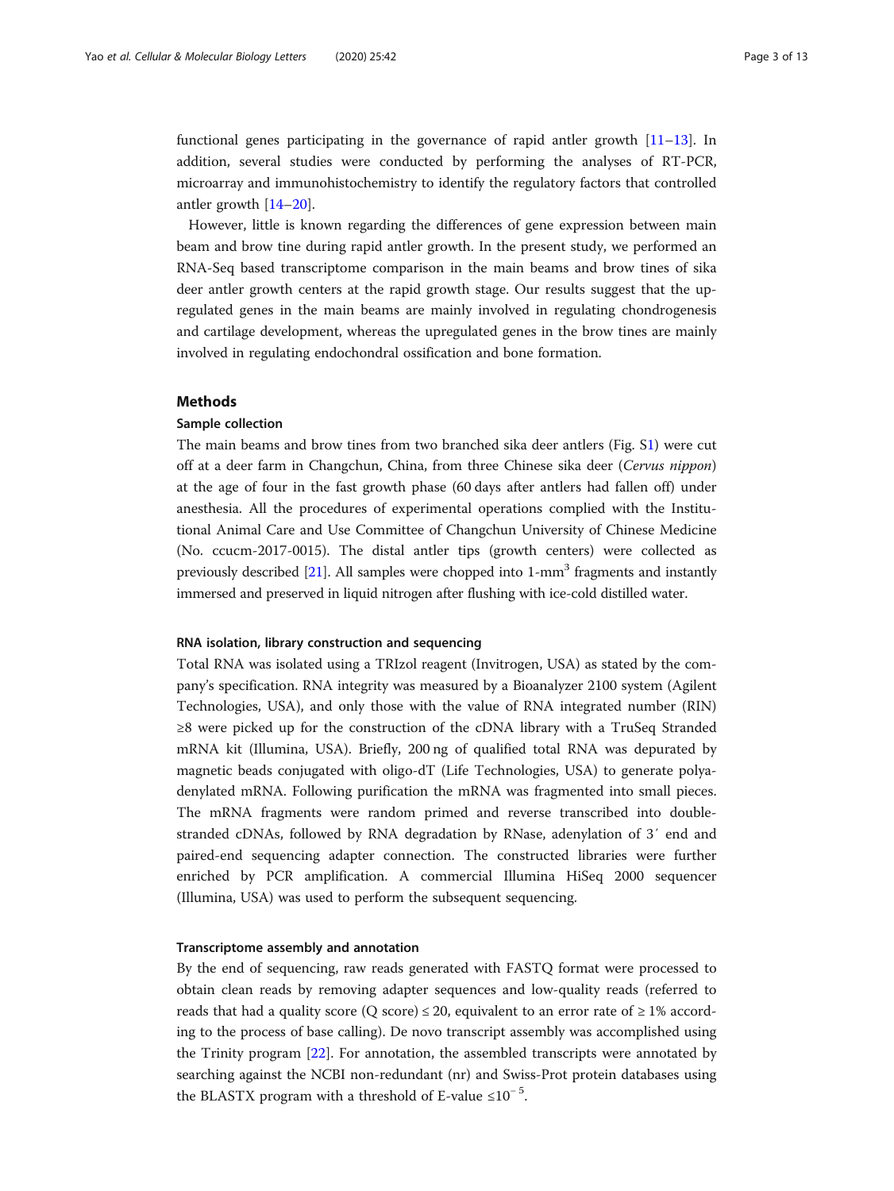functional genes participating in the governance of rapid antler growth [11–13]. In addition, several studies were conducted by performing the analyses of RT-PCR, microarray and immunohistochemistry to identify the regulatory factors that controlled antler growth [14–20].

However, little is known regarding the differences of gene expression between main beam and brow tine during rapid antler growth. In the present study, we performed an RNA-Seq based transcriptome comparison in the main beams and brow tines of sika deer antler growth centers at the rapid growth stage. Our results suggest that the upregulated genes in the main beams are mainly involved in regulating chondrogenesis and cartilage development, whereas the upregulated genes in the brow tines are mainly involved in regulating endochondral ossification and bone formation.

## Methods

### Sample collection

The main beams and brow tines from two branched sika deer antlers (Fig. S1) were cut off at a deer farm in Changchun, China, from three Chinese sika deer (*Cervus nippon*) at the age of four in the fast growth phase (60 days after antlers had fallen off) under anesthesia. All the procedures of experimental operations complied with the Institutional Animal Care and Use Committee of Changchun University of Chinese Medicine (No. ccucm-2017-0015). The distal antler tips (growth centers) were collected as previously described [21]. All samples were chopped into 1-$mm^3$ fragments and instantly immersed and preserved in liquid nitrogen after flushing with ice-cold distilled water.

### RNA isolation, library construction and sequencing

Total RNA was isolated using a TRIzol reagent (Invitrogen, USA) as stated by the company's specification. RNA integrity was measured by a Bioanalyzer 2100 system (Agilent Technologies, USA), and only those with the value of RNA integrated number (RIN) ≥8 were picked up for the construction of the cDNA library with a TruSeq Stranded mRNA kit (Illumina, USA). Briefly, 200 ng of qualified total RNA was depurated by magnetic beads conjugated with oligo-dT (Life Technologies, USA) to generate polyadenylated mRNA. Following purification the mRNA was fragmented into small pieces. The mRNA fragments were random primed and reverse transcribed into double-stranded cDNAs, followed by RNA degradation by RNase, adenylation of 3′ end and paired-end sequencing adapter connection. The constructed libraries were further enriched by PCR amplification. A commercial Illumina HiSeq 2000 sequencer (Illumina, USA) was used to perform the subsequent sequencing.

### Transcriptome assembly and annotation

By the end of sequencing, raw reads generated with FASTQ format were processed to obtain clean reads by removing adapter sequences and low-quality reads (referred to reads that had a quality score (Q score) ≤ 20, equivalent to an error rate of ≥ 1% according to the process of base calling). De novo transcript assembly was accomplished using the Trinity program [22]. For annotation, the assembled transcripts were annotated by searching against the NCBI non-redundant (nr) and Swiss-Prot protein databases using the BLASTX program with a threshold of E-value $\leq 10^{-5}$.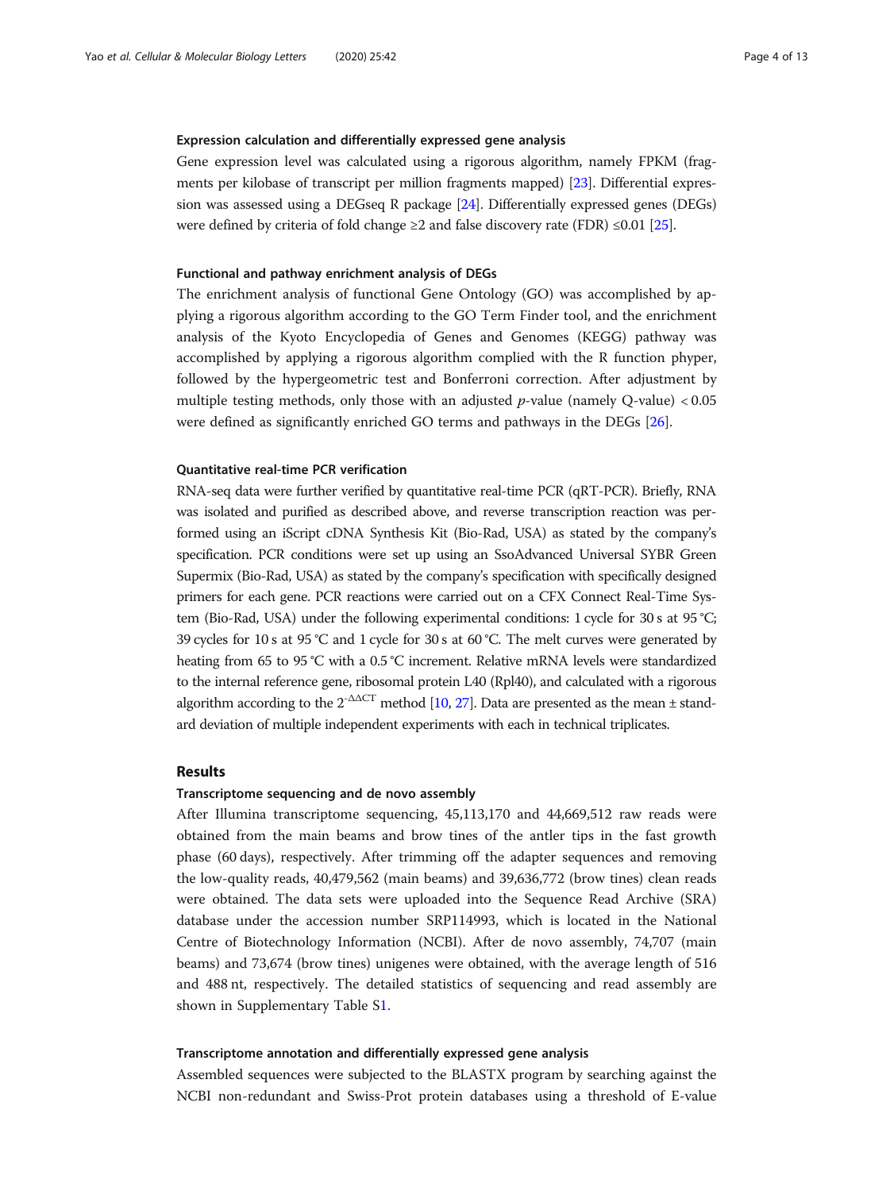#### Expression calculation and differentially expressed gene analysis

Gene expression level was calculated using a rigorous algorithm, namely FPKM (fragments per kilobase of transcript per million fragments mapped) [23]. Differential expression was assessed using a DEGseq R package [24]. Differentially expressed genes (DEGs) were defined by criteria of fold change ≥2 and false discovery rate (FDR) ≤0.01 [25].

#### Functional and pathway enrichment analysis of DEGs

The enrichment analysis of functional Gene Ontology (GO) was accomplished by applying a rigorous algorithm according to the GO Term Finder tool, and the enrichment analysis of the Kyoto Encyclopedia of Genes and Genomes (KEGG) pathway was accomplished by applying a rigorous algorithm complied with the R function phyper, followed by the hypergeometric test and Bonferroni correction. After adjustment by multiple testing methods, only those with an adjusted $p$-value (namely Q-value) < 0.05 were defined as significantly enriched GO terms and pathways in the DEGs [26].

#### Quantitative real-time PCR verification

RNA-seq data were further verified by quantitative real-time PCR (qRT-PCR). Briefly, RNA was isolated and purified as described above, and reverse transcription reaction was performed using an iScript cDNA Synthesis Kit (Bio-Rad, USA) as stated by the company's specification. PCR conditions were set up using an SsoAdvanced Universal SYBR Green Supermix (Bio-Rad, USA) as stated by the company's specification with specifically designed primers for each gene. PCR reactions were carried out on a CFX Connect Real-Time System (Bio-Rad, USA) under the following experimental conditions: 1 cycle for 30 s at 95 °C; 39 cycles for 10 s at 95 °C and 1 cycle for 30 s at 60 °C. The melt curves were generated by heating from 65 to 95 °C with a 0.5 °C increment. Relative mRNA levels were standardized to the internal reference gene, ribosomal protein L40 (Rpl40), and calculated with a rigorous algorithm according to the $2^{-\Delta\Delta CT}$ method [10, 27]. Data are presented as the mean ± standard deviation of multiple independent experiments with each in technical triplicates.

## Results

#### Transcriptome sequencing and de novo assembly

After Illumina transcriptome sequencing, 45,113,170 and 44,669,512 raw reads were obtained from the main beams and brow tines of the antler tips in the fast growth phase (60 days), respectively. After trimming off the adapter sequences and removing the low-quality reads, 40,479,562 (main beams) and 39,636,772 (brow tines) clean reads were obtained. The data sets were uploaded into the Sequence Read Archive (SRA) database under the accession number SRP114993, which is located in the National Centre of Biotechnology Information (NCBI). After de novo assembly, 74,707 (main beams) and 73,674 (brow tines) unigenes were obtained, with the average length of 516 and 488 nt, respectively. The detailed statistics of sequencing and read assembly are shown in Supplementary Table S1.

#### Transcriptome annotation and differentially expressed gene analysis

Assembled sequences were subjected to the BLASTX program by searching against the NCBI non-redundant and Swiss-Prot protein databases using a threshold of E-value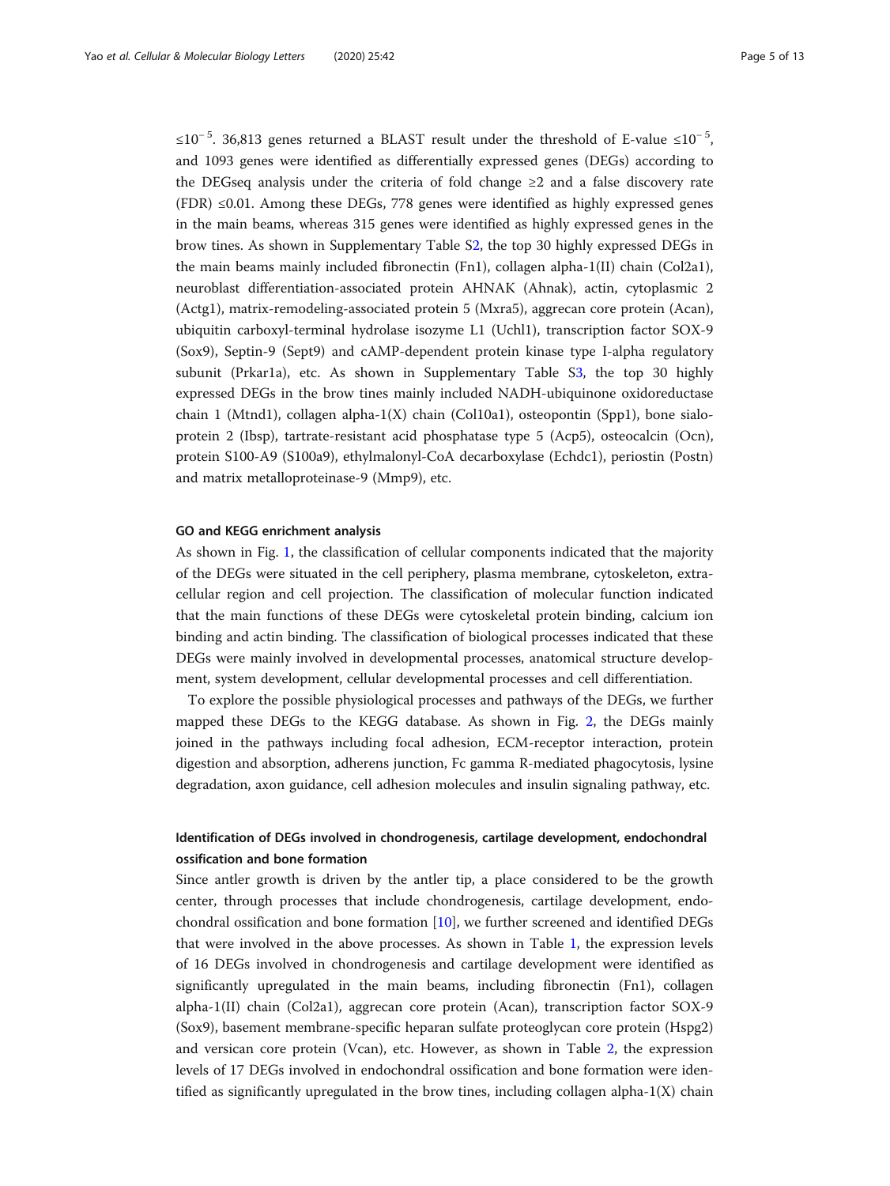$\leq 10^{-5}$. 36,813 genes returned a BLAST result under the threshold of E-value $\leq 10^{-5}$, and 1093 genes were identified as differentially expressed genes (DEGs) according to the DEGseq analysis under the criteria of fold change ≥2 and a false discovery rate (FDR) ≤0.01. Among these DEGs, 778 genes were identified as highly expressed genes in the main beams, whereas 315 genes were identified as highly expressed genes in the brow tines. As shown in Supplementary Table S2, the top 30 highly expressed DEGs in the main beams mainly included fibronectin (Fn1), collagen alpha-1(II) chain (Col2a1), neuroblast differentiation-associated protein AHNAK (Ahnak), actin, cytoplasmic 2 (Actg1), matrix-remodeling-associated protein 5 (Mxra5), aggrecan core protein (Acan), ubiquitin carboxyl-terminal hydrolase isozyme L1 (Uchl1), transcription factor SOX-9 (Sox9), Septin-9 (Sept9) and cAMP-dependent protein kinase type I-alpha regulatory subunit (Prkar1a), etc. As shown in Supplementary Table S3, the top 30 highly expressed DEGs in the brow tines mainly included NADH-ubiquinone oxidoreductase chain 1 (Mtnd1), collagen alpha-1(X) chain (Col10a1), osteopontin (Spp1), bone sialoprotein 2 (Ibsp), tartrate-resistant acid phosphatase type 5 (Acp5), osteocalcin (Ocn), protein S100-A9 (S100a9), ethylmalonyl-CoA decarboxylase (Echdc1), periostin (Postn) and matrix metalloproteinase-9 (Mmp9), etc.

#### GO and KEGG enrichment analysis

As shown in Fig. 1, the classification of cellular components indicated that the majority of the DEGs were situated in the cell periphery, plasma membrane, cytoskeleton, extracellular region and cell projection. The classification of molecular function indicated that the main functions of these DEGs were cytoskeletal protein binding, calcium ion binding and actin binding. The classification of biological processes indicated that these DEGs were mainly involved in developmental processes, anatomical structure development, system development, cellular developmental processes and cell differentiation.

To explore the possible physiological processes and pathways of the DEGs, we further mapped these DEGs to the KEGG database. As shown in Fig. 2, the DEGs mainly joined in the pathways including focal adhesion, ECM-receptor interaction, protein digestion and absorption, adherens junction, Fc gamma R-mediated phagocytosis, lysine degradation, axon guidance, cell adhesion molecules and insulin signaling pathway, etc.

### Identification of DEGs involved in chondrogenesis, cartilage development, endochondral ossification and bone formation

Since antler growth is driven by the antler tip, a place considered to be the growth center, through processes that include chondrogenesis, cartilage development, endochondral ossification and bone formation [10], we further screened and identified DEGs that were involved in the above processes. As shown in Table 1, the expression levels of 16 DEGs involved in chondrogenesis and cartilage development were identified as significantly upregulated in the main beams, including fibronectin (Fn1), collagen alpha-1(II) chain (Col2a1), aggrecan core protein (Acan), transcription factor SOX-9 (Sox9), basement membrane-specific heparan sulfate proteoglycan core protein (Hspg2) and versican core protein (Vcan), etc. However, as shown in Table 2, the expression levels of 17 DEGs involved in endochondral ossification and bone formation were identified as significantly upregulated in the brow tines, including collagen alpha-1(X) chain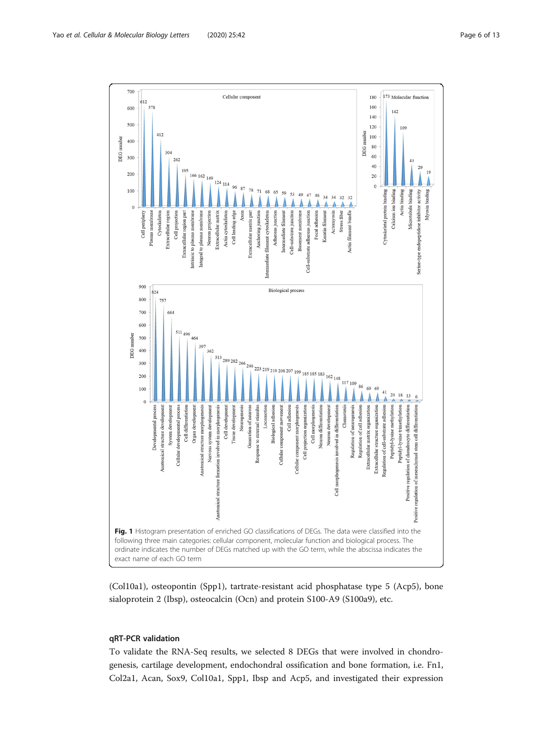**Fig. 1** Histogram presentation of enriched GO classifications of DEGs. The data were classified into the following three main categories: cellular component, molecular function and biological process. The ordinate indicates the number of DEGs matched up with the GO term, while the abscissa indicates the exact name of each GO term

(Col10a1), osteopontin (Spp1), tartrate-resistant acid phosphatase type 5 (Acp5), bone sialoprotein 2 (Ibsp), osteocalcin (Ocn) and protein S100-A9 (S100a9), etc.

## qRT-PCR validation

To validate the RNA-Seq results, we selected 8 DEGs that were involved in chondrogenesis, cartilage development, endochondral ossification and bone formation, i.e. Fn1, Col2a1, Acan, Sox9, Col10a1, Spp1, Ibsp and Acp5, and investigated their expression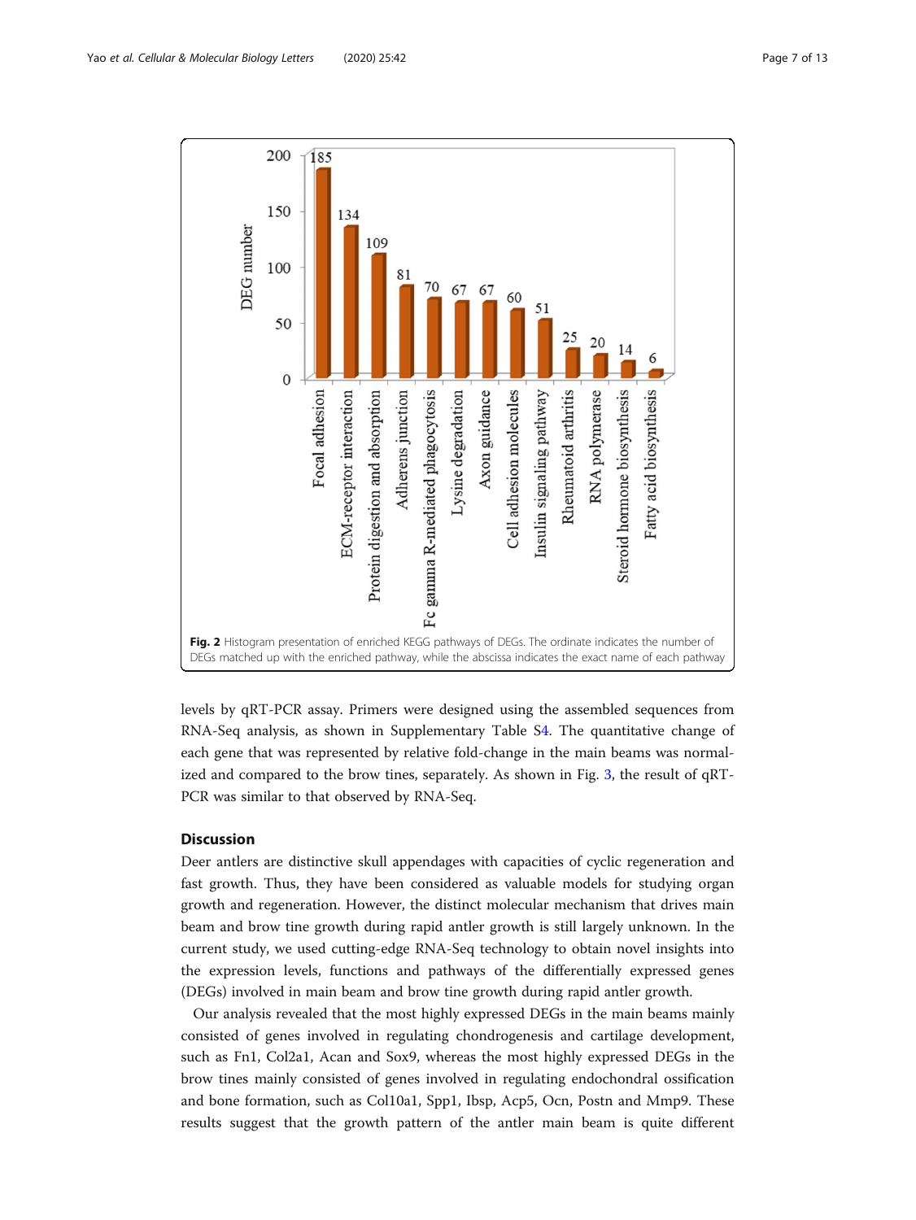Fig. 2 Histogram presentation of enriched KEGG pathways of DEGs. The ordinate indicates the number of DEGs matched up with the enriched pathway, while the abscissa indicates the exact name of each pathway

levels by qRT-PCR assay. Primers were designed using the assembled sequences from RNA-Seq analysis, as shown in Supplementary Table S4. The quantitative change of each gene that was represented by relative fold-change in the main beams was normalized and compared to the brow tines, separately. As shown in Fig. 3, the result of qRT-PCR was similar to that observed by RNA-Seq.

## Discussion

Deer antlers are distinctive skull appendages with capacities of cyclic regeneration and fast growth. Thus, they have been considered as valuable models for studying organ growth and regeneration. However, the distinct molecular mechanism that drives main beam and brow tine growth during rapid antler growth is still largely unknown. In the current study, we used cutting-edge RNA-Seq technology to obtain novel insights into the expression levels, functions and pathways of the differentially expressed genes (DEGs) involved in main beam and brow tine growth during rapid antler growth.

Our analysis revealed that the most highly expressed DEGs in the main beams mainly consisted of genes involved in regulating chondrogenesis and cartilage development, such as Fn1, Col2a1, Acan and Sox9, whereas the most highly expressed DEGs in the brow tines mainly consisted of genes involved in regulating endochondral ossification and bone formation, such as Col10a1, Spp1, Ibsp, Acp5, Ocn, Postn and Mmp9. These results suggest that the growth pattern of the antler main beam is quite different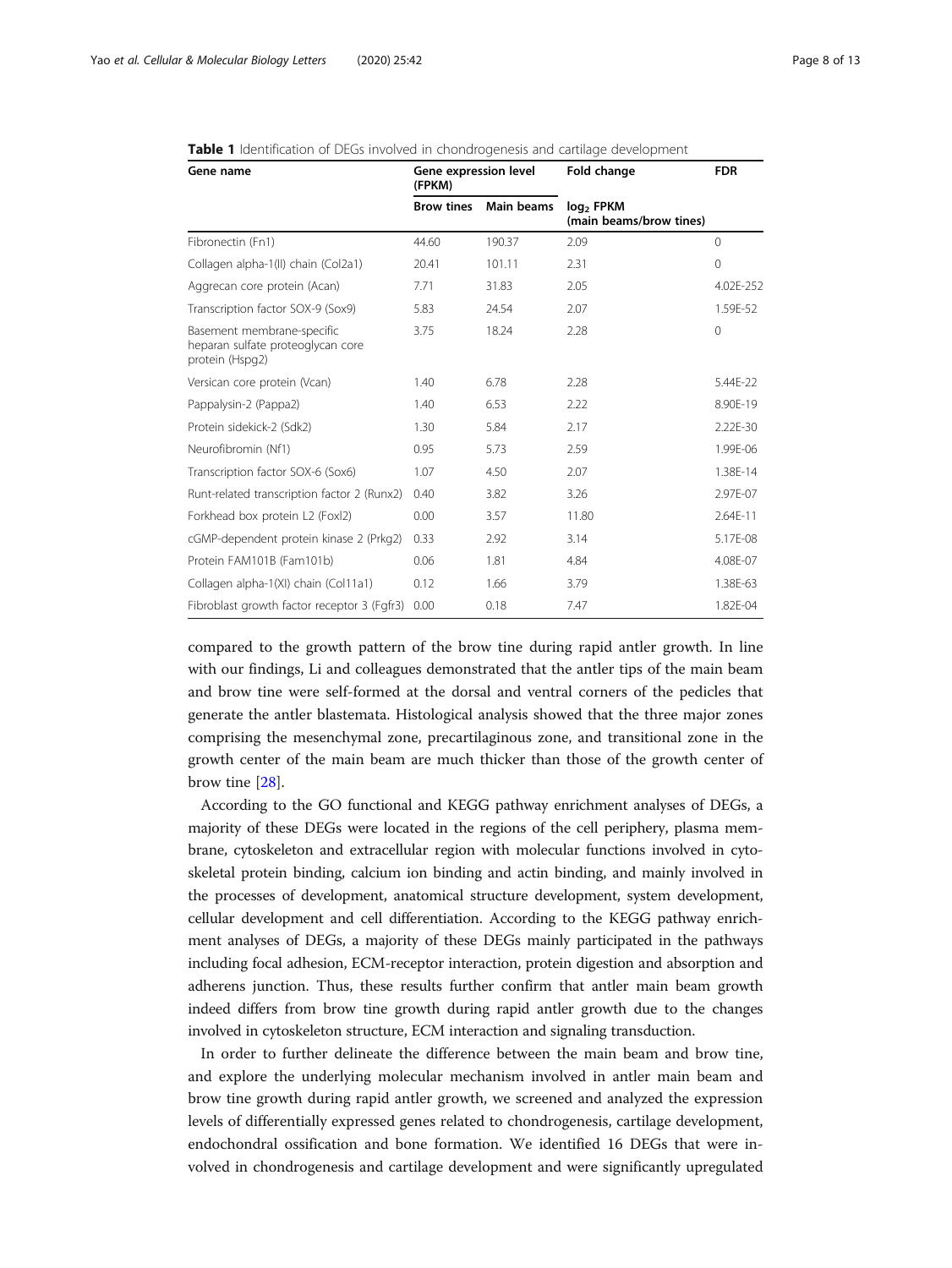**Table 1** Identification of DEGs involved in chondrogenesis and cartilage development

| Gene name | Gene expression level (FPKM) | | Fold change | FDR |
|---|---|---|---|---|
| | Brow tines | Main beams | $log_2$ FPKM (main beams/brow tines) | |
| Fibronectin (Fn1) | 44.60 | 190.37 | 2.09 | 0 |
| Collagen alpha-1(II) chain (Col2a1) | 20.41 | 101.11 | 2.31 | 0 |
| Aggrecan core protein (Acan) | 7.71 | 31.83 | 2.05 | 4.02E-252 |
| Transcription factor SOX-9 (Sox9) | 5.83 | 24.54 | 2.07 | 1.59E-52 |
| Basement membrane-specific heparan sulfate proteoglycan core protein (Hspg2) | 3.75 | 18.24 | 2.28 | 0 |
| Versican core protein (Vcan) | 1.40 | 6.78 | 2.28 | 5.44E-22 |
| Pappalysin-2 (Pappa2) | 1.40 | 6.53 | 2.22 | 8.90E-19 |
| Protein sidekick-2 (Sdk2) | 1.30 | 5.84 | 2.17 | 2.22E-30 |
| Neurofibromin (Nf1) | 0.95 | 5.73 | 2.59 | 1.99E-06 |
| Transcription factor SOX-6 (Sox6) | 1.07 | 4.50 | 2.07 | 1.38E-14 |
| Runt-related transcription factor 2 (Runx2) | 0.40 | 3.82 | 3.26 | 2.97E-07 |
| Forkhead box protein L2 (Foxl2) | 0.00 | 3.57 | 11.80 | 2.64E-11 |
| cGMP-dependent protein kinase 2 (Prkg2) | 0.33 | 2.92 | 3.14 | 5.17E-08 |
| Protein FAM101B (Fam101b) | 0.06 | 1.81 | 4.84 | 4.08E-07 |
| Collagen alpha-1(XI) chain (Col11a1) | 0.12 | 1.66 | 3.79 | 1.38E-63 |
| Fibroblast growth factor receptor 3 (Fgfr3) | 0.00 | 0.18 | 7.47 | 1.82E-04 |

compared to the growth pattern of the brow tine during rapid antler growth. In line with our findings, Li and colleagues demonstrated that the antler tips of the main beam and brow tine were self-formed at the dorsal and ventral corners of the pedicles that generate the antler blastemata. Histological analysis showed that the three major zones comprising the mesenchymal zone, precartilaginous zone, and transitional zone in the growth center of the main beam are much thicker than those of the growth center of brow tine [28].

According to the GO functional and KEGG pathway enrichment analyses of DEGs, a majority of these DEGs were located in the regions of the cell periphery, plasma membrane, cytoskeleton and extracellular region with molecular functions involved in cytoskeletal protein binding, calcium ion binding and actin binding, and mainly involved in the processes of development, anatomical structure development, system development, cellular development and cell differentiation. According to the KEGG pathway enrichment analyses of DEGs, a majority of these DEGs mainly participated in the pathways including focal adhesion, ECM-receptor interaction, protein digestion and absorption and adherens junction. Thus, these results further confirm that antler main beam growth indeed differs from brow tine growth during rapid antler growth due to the changes involved in cytoskeleton structure, ECM interaction and signaling transduction.

In order to further delineate the difference between the main beam and brow tine, and explore the underlying molecular mechanism involved in antler main beam and brow tine growth during rapid antler growth, we screened and analyzed the expression levels of differentially expressed genes related to chondrogenesis, cartilage development, endochondral ossification and bone formation. We identified 16 DEGs that were involved in chondrogenesis and cartilage development and were significantly upregulated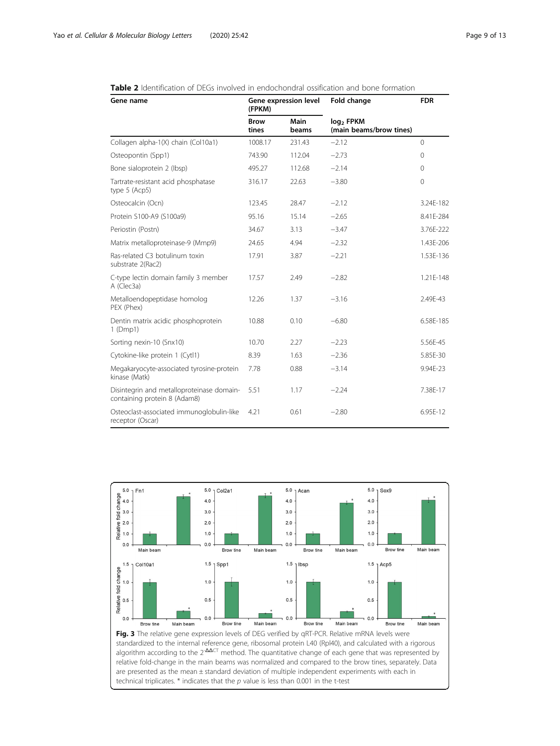**Table 2** Identification of DEGs involved in endochondral ossification and bone formation

| Gene name | Gene expression level (FPKM) | | Fold change | FDR |
|---|---|---|---|---|
| | Brow tines | Main beams | $log_2$ FPKM (main beams/brow tines) | |
| Collagen alpha-1(X) chain (Col10a1) | 1008.17 | 231.43 | −2.12 | 0 |
| Osteopontin (Spp1) | 743.90 | 112.04 | −2.73 | 0 |
| Bone sialoprotein 2 (Ibsp) | 495.27 | 112.68 | −2.14 | 0 |
| Tartrate-resistant acid phosphatase type 5 (Acp5) | 316.17 | 22.63 | −3.80 | 0 |
| Osteocalcin (Ocn) | 123.45 | 28.47 | −2.12 | 3.24E-182 |
| Protein S100-A9 (S100a9) | 95.16 | 15.14 | −2.65 | 8.41E-284 |
| Periostin (Postn) | 34.67 | 3.13 | −3.47 | 3.76E-222 |
| Matrix metalloproteinase-9 (Mmp9) | 24.65 | 4.94 | −2.32 | 1.43E-206 |
| Ras-related C3 botulinum toxin substrate 2(Rac2) | 17.91 | 3.87 | −2.21 | 1.53E-136 |
| C-type lectin domain family 3 member A (Clec3a) | 17.57 | 2.49 | −2.82 | 1.21E-148 |
| Metalloendopeptidase homolog PEX (Phex) | 12.26 | 1.37 | −3.16 | 2.49E-43 |
| Dentin matrix acidic phosphoprotein 1 (Dmp1) | 10.88 | 0.10 | −6.80 | 6.58E-185 |
| Sorting nexin-10 (Snx10) | 10.70 | 2.27 | −2.23 | 5.56E-45 |
| Cytokine-like protein 1 (Cytl1) | 8.39 | 1.63 | −2.36 | 5.85E-30 |
| Megakaryocyte-associated tyrosine-protein kinase (Matk) | 7.78 | 0.88 | −3.14 | 9.94E-23 |
| Disintegrin and metalloproteinase domain-containing protein 8 (Adam8) | 5.51 | 1.17 | −2.24 | 7.38E-17 |
| Osteoclast-associated immunoglobulin-like receptor (Oscar) | 4.21 | 0.61 | −2.80 | 6.95E-12 |

**Fig. 3** The relative gene expression levels of DEG verified by qRT-PCR. Relative mRNA levels were standardized to the internal reference gene, ribosomal protein L40 (Rpl40), and calculated with a rigorous algorithm according to the $2^{-\Delta\Delta CT}$ method. The quantitative change of each gene that was represented by relative fold-change in the main beams was normalized and compared to the brow tines, separately. Data are presented as the mean ± standard deviation of multiple independent experiments with each in technical triplicates. * indicates that the *p* value is less than 0.001 in the t-test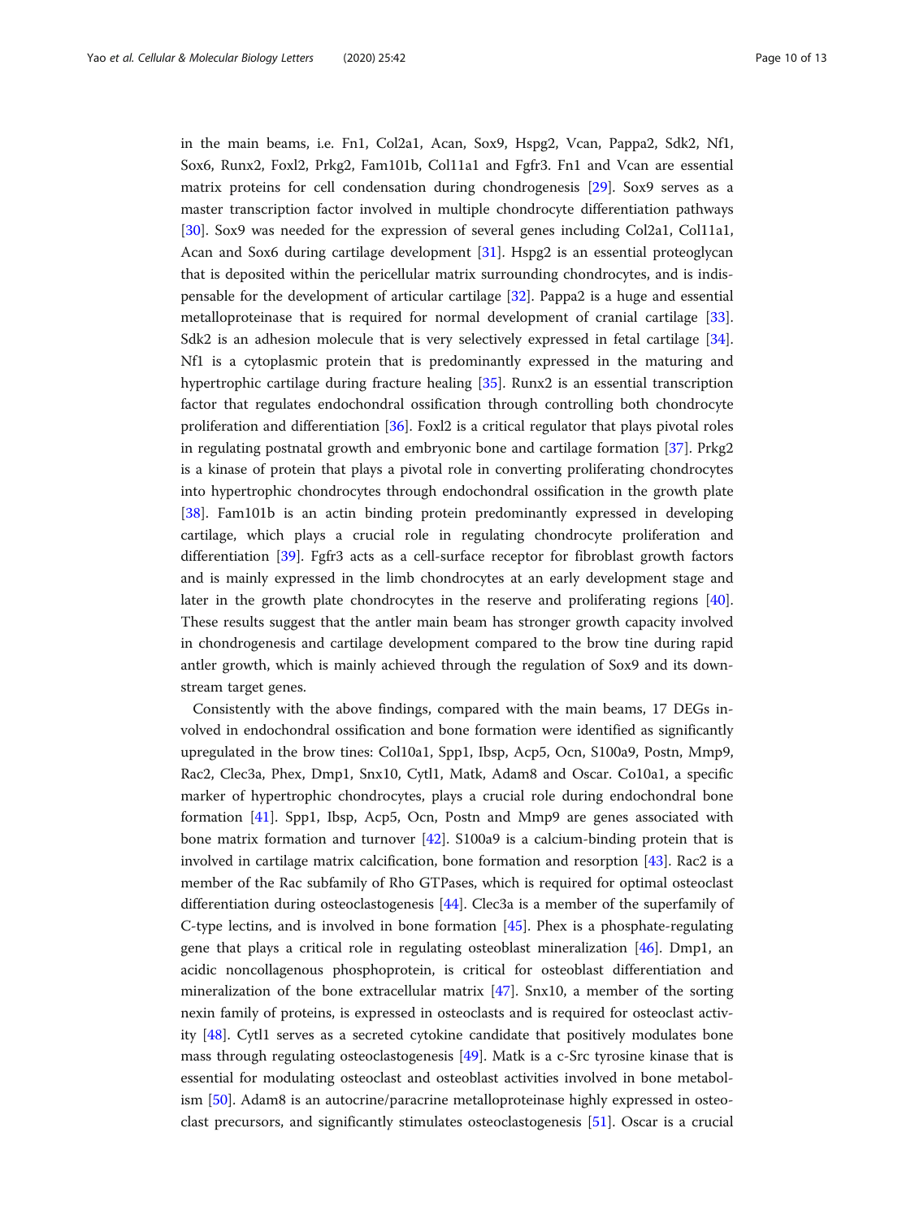in the main beams, i.e. Fn1, Col2a1, Acan, Sox9, Hspg2, Vcan, Pappa2, Sdk2, Nf1, Sox6, Runx2, Foxl2, Prkg2, Fam101b, Col11a1 and Fgfr3. Fn1 and Vcan are essential matrix proteins for cell condensation during chondrogenesis [29]. Sox9 serves as a master transcription factor involved in multiple chondrocyte differentiation pathways [30]. Sox9 was needed for the expression of several genes including Col2a1, Col11a1, Acan and Sox6 during cartilage development [31]. Hspg2 is an essential proteoglycan that is deposited within the pericellular matrix surrounding chondrocytes, and is indispensable for the development of articular cartilage [32]. Pappa2 is a huge and essential metalloproteinase that is required for normal development of cranial cartilage [33]. Sdk2 is an adhesion molecule that is very selectively expressed in fetal cartilage [34]. Nf1 is a cytoplasmic protein that is predominantly expressed in the maturing and hypertrophic cartilage during fracture healing [35]. Runx2 is an essential transcription factor that regulates endochondral ossification through controlling both chondrocyte proliferation and differentiation [36]. Foxl2 is a critical regulator that plays pivotal roles in regulating postnatal growth and embryonic bone and cartilage formation [37]. Prkg2 is a kinase of protein that plays a pivotal role in converting proliferating chondrocytes into hypertrophic chondrocytes through endochondral ossification in the growth plate [38]. Fam101b is an actin binding protein predominantly expressed in developing cartilage, which plays a crucial role in regulating chondrocyte proliferation and differentiation [39]. Fgfr3 acts as a cell-surface receptor for fibroblast growth factors and is mainly expressed in the limb chondrocytes at an early development stage and later in the growth plate chondrocytes in the reserve and proliferating regions [40]. These results suggest that the antler main beam has stronger growth capacity involved in chondrogenesis and cartilage development compared to the brow tine during rapid antler growth, which is mainly achieved through the regulation of Sox9 and its downstream target genes.

Consistently with the above findings, compared with the main beams, 17 DEGs involved in endochondral ossification and bone formation were identified as significantly upregulated in the brow tines: Col10a1, Spp1, Ibsp, Acp5, Ocn, S100a9, Postn, Mmp9, Rac2, Clec3a, Phex, Dmp1, Snx10, Cytl1, Matk, Adam8 and Oscar. Co10a1, a specific marker of hypertrophic chondrocytes, plays a crucial role during endochondral bone formation [41]. Spp1, Ibsp, Acp5, Ocn, Postn and Mmp9 are genes associated with bone matrix formation and turnover [42]. S100a9 is a calcium-binding protein that is involved in cartilage matrix calcification, bone formation and resorption [43]. Rac2 is a member of the Rac subfamily of Rho GTPases, which is required for optimal osteoclast differentiation during osteoclastogenesis [44]. Clec3a is a member of the superfamily of C-type lectins, and is involved in bone formation [45]. Phex is a phosphate-regulating gene that plays a critical role in regulating osteoblast mineralization [46]. Dmp1, an acidic noncollagenous phosphoprotein, is critical for osteoblast differentiation and mineralization of the bone extracellular matrix [47]. Snx10, a member of the sorting nexin family of proteins, is expressed in osteoclasts and is required for osteoclast activity [48]. Cytl1 serves as a secreted cytokine candidate that positively modulates bone mass through regulating osteoclastogenesis [49]. Matk is a c-Src tyrosine kinase that is essential for modulating osteoclast and osteoblast activities involved in bone metabolism [50]. Adam8 is an autocrine/paracrine metalloproteinase highly expressed in osteoclast precursors, and significantly stimulates osteoclastogenesis [51]. Oscar is a crucial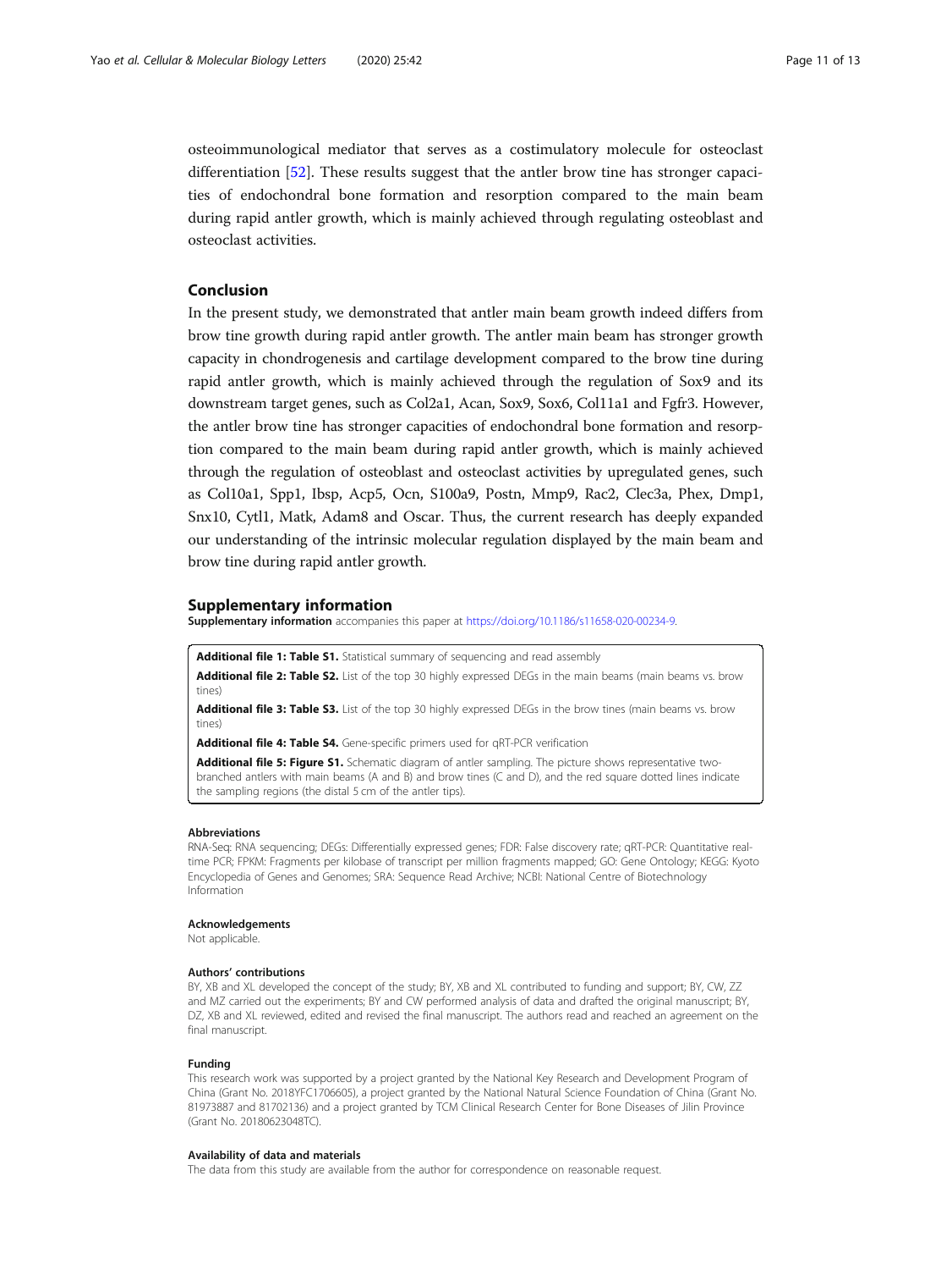osteoimmunological mediator that serves as a costimulatory molecule for osteoclast differentiation [52]. These results suggest that the antler brow tine has stronger capacities of endochondral bone formation and resorption compared to the main beam during rapid antler growth, which is mainly achieved through regulating osteoblast and osteoclast activities.

## Conclusion

In the present study, we demonstrated that antler main beam growth indeed differs from brow tine growth during rapid antler growth. The antler main beam has stronger growth capacity in chondrogenesis and cartilage development compared to the brow tine during rapid antler growth, which is mainly achieved through the regulation of Sox9 and its downstream target genes, such as Col2a1, Acan, Sox9, Sox6, Col11a1 and Fgfr3. However, the antler brow tine has stronger capacities of endochondral bone formation and resorption compared to the main beam during rapid antler growth, which is mainly achieved through the regulation of osteoblast and osteoclast activities by upregulated genes, such as Col10a1, Spp1, Ibsp, Acp5, Ocn, S100a9, Postn, Mmp9, Rac2, Clec3a, Phex, Dmp1, Snx10, Cytl1, Matk, Adam8 and Oscar. Thus, the current research has deeply expanded our understanding of the intrinsic molecular regulation displayed by the main beam and brow tine during rapid antler growth.

## Supplementary information

**Supplementary information** accompanies this paper at https://doi.org/10.1186/s11658-020-00234-9.

**Additional file 1: Table S1.** Statistical summary of sequencing and read assembly

**Additional file 2: Table S2.** List of the top 30 highly expressed DEGs in the main beams (main beams vs. brow tines)

**Additional file 3: Table S3.** List of the top 30 highly expressed DEGs in the brow tines (main beams vs. brow tines)

**Additional file 4: Table S4.** Gene-specific primers used for qRT-PCR verification

**Additional file 5: Figure S1.** Schematic diagram of antler sampling. The picture shows representative two-branched antlers with main beams (A and B) and brow tines (C and D), and the red square dotted lines indicate the sampling regions (the distal 5 cm of the antler tips).

#### Abbreviations

RNA-Seq: RNA sequencing; DEGs: Differentially expressed genes; FDR: False discovery rate; qRT-PCR: Quantitative real-time PCR; FPKM: Fragments per kilobase of transcript per million fragments mapped; GO: Gene Ontology; KEGG: Kyoto Encyclopedia of Genes and Genomes; SRA: Sequence Read Archive; NCBI: National Centre of Biotechnology Information

#### Acknowledgements

Not applicable.

#### Authors' contributions

BY, XB and XL developed the concept of the study; BY, XB and XL contributed to funding and support; BY, CW, ZZ and MZ carried out the experiments; BY and CW performed analysis of data and drafted the original manuscript; BY, DZ, XB and XL reviewed, edited and revised the final manuscript. The authors read and reached an agreement on the final manuscript.

#### Funding

This research work was supported by a project granted by the National Key Research and Development Program of China (Grant No. 2018YFC1706605), a project granted by the National Natural Science Foundation of China (Grant No. 81973887 and 81702136) and a project granted by TCM Clinical Research Center for Bone Diseases of Jilin Province (Grant No. 20180623048TC).

#### Availability of data and materials

The data from this study are available from the author for correspondence on reasonable request.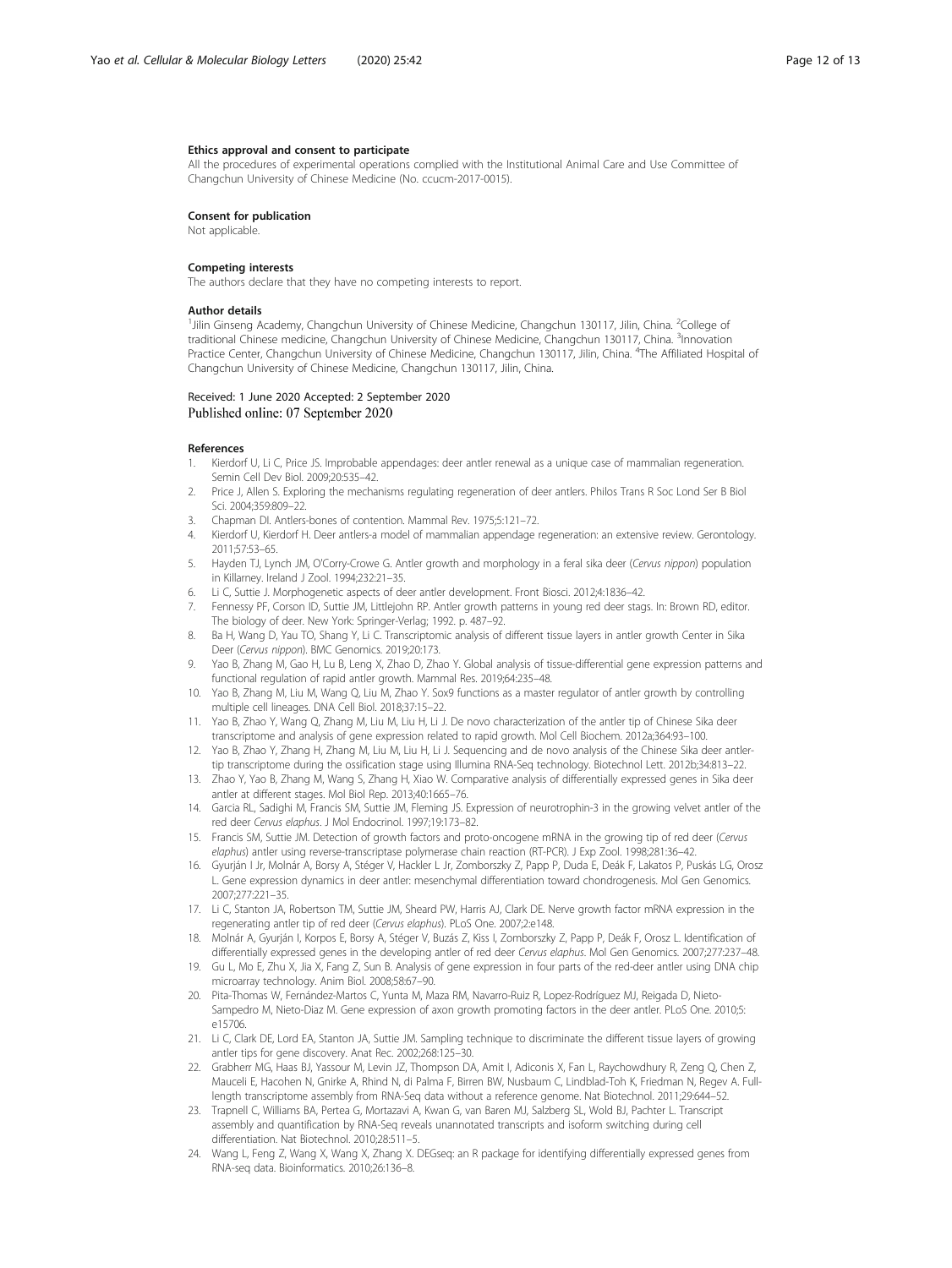#### Ethics approval and consent to participate

All the procedures of experimental operations complied with the Institutional Animal Care and Use Committee of Changchun University of Chinese Medicine (No. ccucm-2017-0015).

#### Consent for publication

Not applicable.

#### Competing interests

The authors declare that they have no competing interests to report.

#### Author details

[1]Jilin Ginseng Academy, Changchun University of Chinese Medicine, Changchun 130117, Jilin, China. [2]College of traditional Chinese medicine, Changchun University of Chinese Medicine, Changchun 130117, China. [3]Innovation Practice Center, Changchun University of Chinese Medicine, Changchun 130117, Jilin, China. [4]The Affiliated Hospital of Changchun University of Chinese Medicine, Changchun 130117, Jilin, China.

Received: 1 June 2020 Accepted: 2 September 2020
Published online: 07 September 2020

#### References

1. Kierdorf U, Li C, Price JS. Improbable appendages: deer antler renewal as a unique case of mammalian regeneration. Semin Cell Dev Biol. 2009;20:535–42.
2. Price J, Allen S. Exploring the mechanisms regulating regeneration of deer antlers. Philos Trans R Soc Lond Ser B Biol Sci. 2004;359:809–22.
3. Chapman DI. Antlers-bones of contention. Mammal Rev. 1975;5:121–72.
4. Kierdorf U, Kierdorf H. Deer antlers-a model of mammalian appendage regeneration: an extensive review. Gerontology. 2011;57:53–65.
5. Hayden TJ, Lynch JM, O'Corry-Crowe G. Antler growth and morphology in a feral sika deer (*Cervus nippon*) population in Killarney. Ireland J Zool. 1994;232:21–35.
6. Li C, Suttie J. Morphogenetic aspects of deer antler development. Front Biosci. 2012;4:1836–42.
7. Fennessy PF, Corson ID, Suttie JM, Littlejohn RP. Antler growth patterns in young red deer stags. In: Brown RD, editor. The biology of deer. New York: Springer-Verlag; 1992. p. 487–92.
8. Ba H, Wang D, Yau TO, Shang Y, Li C. Transcriptomic analysis of different tissue layers in antler growth Center in Sika Deer (*Cervus nippon*). BMC Genomics. 2019;20:173.
9. Yao B, Zhang M, Gao H, Lu B, Leng X, Zhao D, Zhao Y. Global analysis of tissue-differential gene expression patterns and functional regulation of rapid antler growth. Mammal Res. 2019;64:235–48.
10. Yao B, Zhang M, Liu M, Wang Q, Liu M, Zhao Y. Sox9 functions as a master regulator of antler growth by controlling multiple cell lineages. DNA Cell Biol. 2018;37:15–22.
11. Yao B, Zhao Y, Wang Q, Zhang M, Liu M, Liu H, Li J. De novo characterization of the antler tip of Chinese Sika deer transcriptome and analysis of gene expression related to rapid growth. Mol Cell Biochem. 2012a;364:93–100.
12. Yao B, Zhao Y, Zhang H, Zhang M, Liu M, Liu H, Li J. Sequencing and de novo analysis of the Chinese Sika deer antler-tip transcriptome during the ossification stage using Illumina RNA-Seq technology. Biotechnol Lett. 2012b;34:813–22.
13. Zhao Y, Yao B, Zhang M, Wang S, Zhang H, Xiao W. Comparative analysis of differentially expressed genes in Sika deer antler at different stages. Mol Biol Rep. 2013;40:1665–76.
14. Garcia RL, Sadighi M, Francis SM, Suttie JM, Fleming JS. Expression of neurotrophin-3 in the growing velvet antler of the red deer *Cervus elaphus*. J Mol Endocrinol. 1997;19:173–82.
15. Francis SM, Suttie JM. Detection of growth factors and proto-oncogene mRNA in the growing tip of red deer (*Cervus elaphus*) antler using reverse-transcriptase polymerase chain reaction (RT-PCR). J Exp Zool. 1998;281:36–42.
16. Gyurján I Jr, Molnár A, Borsy A, Stéger V, Hackler L Jr, Zomborszky Z, Papp P, Duda E, Deák F, Lakatos P, Puskás LG, Orosz L. Gene expression dynamics in deer antler: mesenchymal differentiation toward chondrogenesis. Mol Gen Genomics. 2007;277:221–35.
17. Li C, Stanton JA, Robertson TM, Suttie JM, Sheard PW, Harris AJ, Clark DE. Nerve growth factor mRNA expression in the regenerating antler tip of red deer (*Cervus elaphus*). PLoS One. 2007;2:e148.
18. Molnár A, Gyurján I, Korpos E, Borsy A, Stéger V, Buzás Z, Kiss I, Zomborszky Z, Papp P, Deák F, Orosz L. Identification of differentially expressed genes in the developing antler of red deer *Cervus elaphus*. Mol Gen Genomics. 2007;277:237–48.
19. Gu L, Mo E, Zhu X, Jia X, Fang Z, Sun B. Analysis of gene expression in four parts of the red-deer antler using DNA chip microarray technology. Anim Biol. 2008;58:67–90.
20. Pita-Thomas W, Fernández-Martos C, Yunta M, Maza RM, Navarro-Ruiz R, Lopez-Rodríguez MJ, Reigada D, Nieto-Sampedro M, Nieto-Diaz M. Gene expression of axon growth promoting factors in the deer antler. PLoS One. 2010;5:e15706.
21. Li C, Clark DE, Lord EA, Stanton JA, Suttie JM. Sampling technique to discriminate the different tissue layers of growing antler tips for gene discovery. Anat Rec. 2002;268:125–30.
22. Grabherr MG, Haas BJ, Yassour M, Levin JZ, Thompson DA, Amit I, Adiconis X, Fan L, Raychowdhury R, Zeng Q, Chen Z, Mauceli E, Hacohen N, Gnirke A, Rhind N, di Palma F, Birren BW, Nusbaum C, Lindblad-Toh K, Friedman N, Regev A. Full-length transcriptome assembly from RNA-Seq data without a reference genome. Nat Biotechnol. 2011;29:644–52.
23. Trapnell C, Williams BA, Pertea G, Mortazavi A, Kwan G, van Baren MJ, Salzberg SL, Wold BJ, Pachter L. Transcript assembly and quantification by RNA-Seq reveals unannotated transcripts and isoform switching during cell differentiation. Nat Biotechnol. 2010;28:511–5.
24. Wang L, Feng Z, Wang X, Wang X, Zhang X. DEGseq: an R package for identifying differentially expressed genes from RNA-seq data. Bioinformatics. 2010;26:136–8.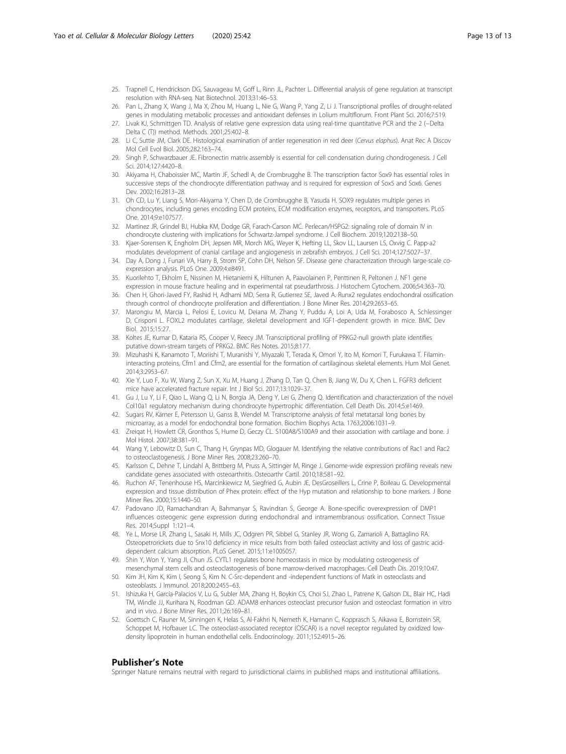25. Trapnell C, Hendrickson DG, Sauvageau M, Goff L, Rinn JL, Pachter L. Differential analysis of gene regulation at transcript resolution with RNA-seq. Nat Biotechnol. 2013;31:46–53.
26. Pan L, Zhang X, Wang J, Ma X, Zhou M, Huang L, Nie G, Wang P, Yang Z, Li J. Transcriptional profiles of drought-related genes in modulating metabolic processes and antioxidant defenses in Lolium multiflorum. Front Plant Sci. 2016;7:519.
27. Livak KJ, Schmittgen TD. Analysis of relative gene expression data using real-time quantitative PCR and the 2 (−Delta Delta C (T)) method. Methods. 2001;25:402–8.
28. Li C, Suttie JM, Clark DE. Histological examination of antler regeneration in red deer (*Cervus elaphus*). Anat Rec A Discov Mol Cell Evol Biol. 2005;282:163–74.
29. Singh P, Schwarzbauer JE. Fibronectin matrix assembly is essential for cell condensation during chondrogenesis. J Cell Sci. 2014;127:4420–8.
30. Akiyama H, Chaboissier MC, Martin JF, Schedl A, de Crombrugghe B. The transcription factor Sox9 has essential roles in successive steps of the chondrocyte differentiation pathway and is required for expression of Sox5 and Sox6. Genes Dev. 2002;16:2813–28.
31. Oh CD, Lu Y, Liang S, Mori-Akiyama Y, Chen D, de Crombrugghe B, Yasuda H. SOX9 regulates multiple genes in chondrocytes, including genes encoding ECM proteins, ECM modification enzymes, receptors, and transporters. PLoS One. 2014;9:e107577.
32. Martinez JR, Grindel BJ, Hubka KM, Dodge GR, Farach-Carson MC. Perlecan/HSPG2: signaling role of domain IV in chondrocyte clustering with implications for Schwartz-Jampel syndrome. J Cell Biochem. 2019;120:2138–50.
33. Kjaer-Sorensen K, Engholm DH, Jepsen MR, Morch MG, Weyer K, Hefting LL, Skov LL, Laursen LS, Oxvig C. Papp-a2 modulates development of cranial cartilage and angiogenesis in zebrafish embryos. J Cell Sci. 2014;127:5027–37.
34. Day A, Dong J, Funari VA, Harry B, Strom SP, Cohn DH, Nelson SF. Disease gene characterization through large-scale co-expression analysis. PLoS One. 2009;4:e8491.
35. Kuorilehto T, Ekholm E, Nissinen M, Hietaniemi K, Hiltunen A, Paavolainen P, Penttinen R, Peltonen J. NF1 gene expression in mouse fracture healing and in experimental rat pseudarthrosis. J Histochem Cytochem. 2006;54:363–70.
36. Chen H, Ghori-Javed FY, Rashid H, Adhami MD, Serra R, Gutierrez SE, Javed A. Runx2 regulates endochondral ossification through control of chondrocyte proliferation and differentiation. J Bone Miner Res. 2014;29:2653–65.
37. Marongiu M, Marcia L, Pelosi E, Lovicu M, Deiana M, Zhang Y, Puddu A, Loi A, Uda M, Forabosco A, Schlessinger D, Crisponi L. FOXL2 modulates cartilage, skeletal development and IGF1-dependent growth in mice. BMC Dev Biol. 2015;15:27.
38. Koltes JE, Kumar D, Kataria RS, Cooper V, Reecy JM. Transcriptional profiling of PRKG2-null growth plate identifies putative down-stream targets of PRKG2. BMC Res Notes. 2015;8:177.
39. Mizuhashi K, Kanamoto T, Moriishi T, Muranishi Y, Miyazaki T, Terada K, Omori Y, Ito M, Komori T, Furukawa T. Filamin-interacting proteins, Cfm1 and Cfm2, are essential for the formation of cartilaginous skeletal elements. Hum Mol Genet. 2014;3:2953–67.
40. Xie Y, Luo F, Xu W, Wang Z, Sun X, Xu M, Huang J, Zhang D, Tan Q, Chen B, Jiang W, Du X, Chen L. FGFR3 deficient mice have accelerated fracture repair. Int J Biol Sci. 2017;13:1029–37.
41. Gu J, Lu Y, Li F, Qiao L, Wang Q, Li N, Borgia JA, Deng Y, Lei G, Zheng Q. Identification and characterization of the novel Col10a1 regulatory mechanism during chondrocyte hypertrophic differentiation. Cell Death Dis. 2014;5:e1469.
42. Sugars RV, Kärner E, Petersson U, Ganss B, Wendel M. Transcriptome analysis of fetal metatarsal long bones by microarray, as a model for endochondral bone formation. Biochim Biophys Acta. 1763;2006:1031–9.
43. Zreiqat H, Howlett CR, Gronthos S, Hume D, Geczy CL. S100A8/S100A9 and their association with cartilage and bone. J Mol Histol. 2007;38:381–91.
44. Wang Y, Lebowitz D, Sun C, Thang H, Grynpas MD, Glogauer M. Identifying the relative contributions of Rac1 and Rac2 to osteoclastogenesis. J Bone Miner Res. 2008;23:260–70.
45. Karlsson C, Dehne T, Lindahl A, Brittberg M, Pruss A, Sittinger M, Ringe J. Genome-wide expression profiling reveals new candidate genes associated with osteoarthritis. Osteoarthr Cartil. 2010;18:581–92.
46. Ruchon AF, Tenenhouse HS, Marcinkiewicz M, Siegfried G, Aubin JE, DesGroseillers L, Crine P, Boileau G. Developmental expression and tissue distribution of Phex protein: effect of the Hyp mutation and relationship to bone markers. J Bone Miner Res. 2000;15:1440–50.
47. Padovano JD, Ramachandran A, Bahmanyar S, Ravindran S, George A. Bone-specific overexpression of DMP1 influences osteogenic gene expression during endochondral and intramembranous ossification. Connect Tissue Res. 2014;Suppl 1:121–4.
48. Ye L, Morse LR, Zhang L, Sasaki H, Mills JC, Odgren PR, Sibbel G, Stanley JR, Wong G, Zamarioli A, Battaglino RA. Osteopetrorickets due to Snx10 deficiency in mice results from both failed osteoclast activity and loss of gastric acid-dependent calcium absorption. PLoS Genet. 2015;11:e1005057.
49. Shin Y, Won Y, Yang JI, Chun JS. CYTL1 regulates bone homeostasis in mice by modulating osteogenesis of mesenchymal stem cells and osteoclastogenesis of bone marrow-derived macrophages. Cell Death Dis. 2019;10:47.
50. Kim JH, Kim K, Kim I, Seong S, Kim N. C-Src-dependent and -independent functions of Matk in osteoclasts and osteoblasts. J Immunol. 2018;200:2455–63.
51. Ishizuka H, García-Palacios V, Lu G, Subler MA, Zhang H, Boykin CS, Choi SJ, Zhao L, Patrene K, Galson DL, Blair HC, Hadi TM, Windle JJ, Kurihara N, Roodman GD. ADAM8 enhances osteoclast precursor fusion and osteoclast formation in vitro and in vivo. J Bone Miner Res. 2011;26:169–81.
52. Goettsch C, Rauner M, Sinningen K, Helas S, Al-Fakhri N, Nemeth K, Hamann C, Kopprasch S, Aikawa E, Bornstein SR, Schoppet M, Hofbauer LC. The osteoclast-associated receptor (OSCAR) is a novel receptor regulated by oxidized low-density lipoprotein in human endothelial cells. Endocrinology. 2011;152:4915–26.

## Publisher's Note

Springer Nature remains neutral with regard to jurisdictional claims in published maps and institutional affiliations.